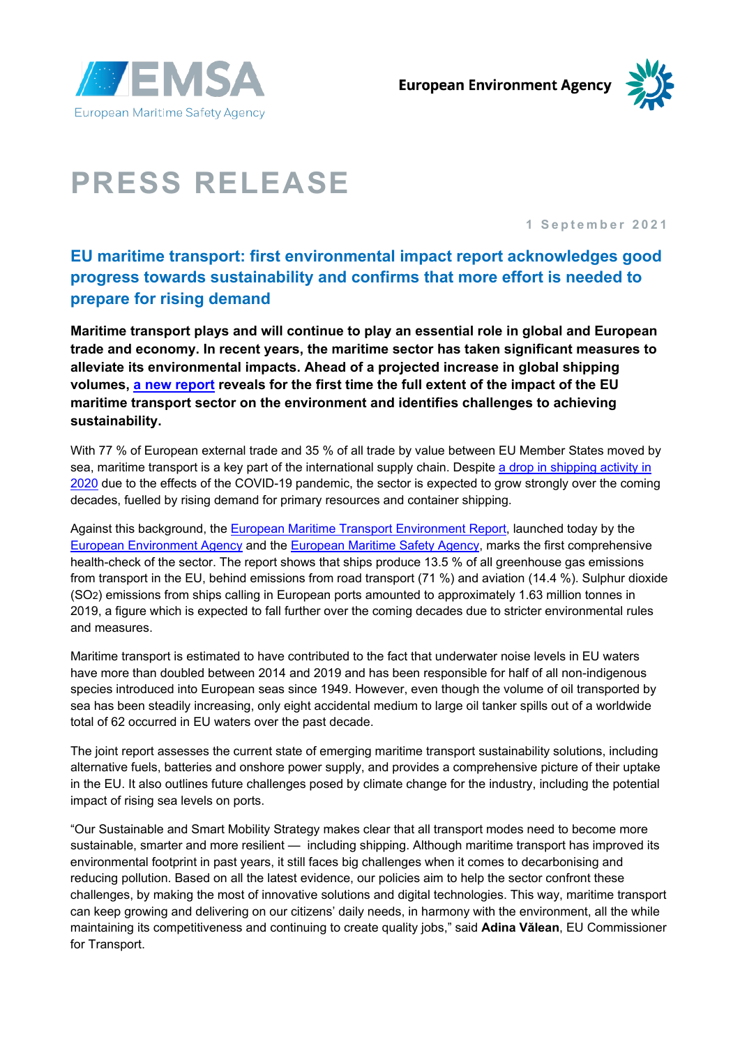EMSA
European Maritime Safety Agency

European Environment Agency

# PRESS RELEASE

1 September 2021

## EU maritime transport: first environmental impact report acknowledges good progress towards sustainability and confirms that more effort is needed to prepare for rising demand

**Maritime transport plays and will continue to play an essential role in global and European trade and economy. In recent years, the maritime sector has taken significant measures to alleviate its environmental impacts. Ahead of a projected increase in global shipping volumes, a new report reveals for the first time the full extent of the impact of the EU maritime transport sector on the environment and identifies challenges to achieving sustainability.**

With 77 % of European external trade and 35 % of all trade by value between EU Member States moved by sea, maritime transport is a key part of the international supply chain. Despite a drop in shipping activity in 2020 due to the effects of the COVID-19 pandemic, the sector is expected to grow strongly over the coming decades, fuelled by rising demand for primary resources and container shipping.

Against this background, the European Maritime Transport Environment Report, launched today by the European Environment Agency and the European Maritime Safety Agency, marks the first comprehensive health-check of the sector. The report shows that ships produce 13.5 % of all greenhouse gas emissions from transport in the EU, behind emissions from road transport (71 %) and aviation (14.4 %). Sulphur dioxide ($SO_2$) emissions from ships calling in European ports amounted to approximately 1.63 million tonnes in 2019, a figure which is expected to fall further over the coming decades due to stricter environmental rules and measures.

Maritime transport is estimated to have contributed to the fact that underwater noise levels in EU waters have more than doubled between 2014 and 2019 and has been responsible for half of all non-indigenous species introduced into European seas since 1949. However, even though the volume of oil transported by sea has been steadily increasing, only eight accidental medium to large oil tanker spills out of a worldwide total of 62 occurred in EU waters over the past decade.

The joint report assesses the current state of emerging maritime transport sustainability solutions, including alternative fuels, batteries and onshore power supply, and provides a comprehensive picture of their uptake in the EU. It also outlines future challenges posed by climate change for the industry, including the potential impact of rising sea levels on ports.

"Our Sustainable and Smart Mobility Strategy makes clear that all transport modes need to become more sustainable, smarter and more resilient — including shipping. Although maritime transport has improved its environmental footprint in past years, it still faces big challenges when it comes to decarbonising and reducing pollution. Based on all the latest evidence, our policies aim to help the sector confront these challenges, by making the most of innovative solutions and digital technologies. This way, maritime transport can keep growing and delivering on our citizens' daily needs, in harmony with the environment, all the while maintaining its competitiveness and continuing to create quality jobs," said **Adina Vălean**, EU Commissioner for Transport.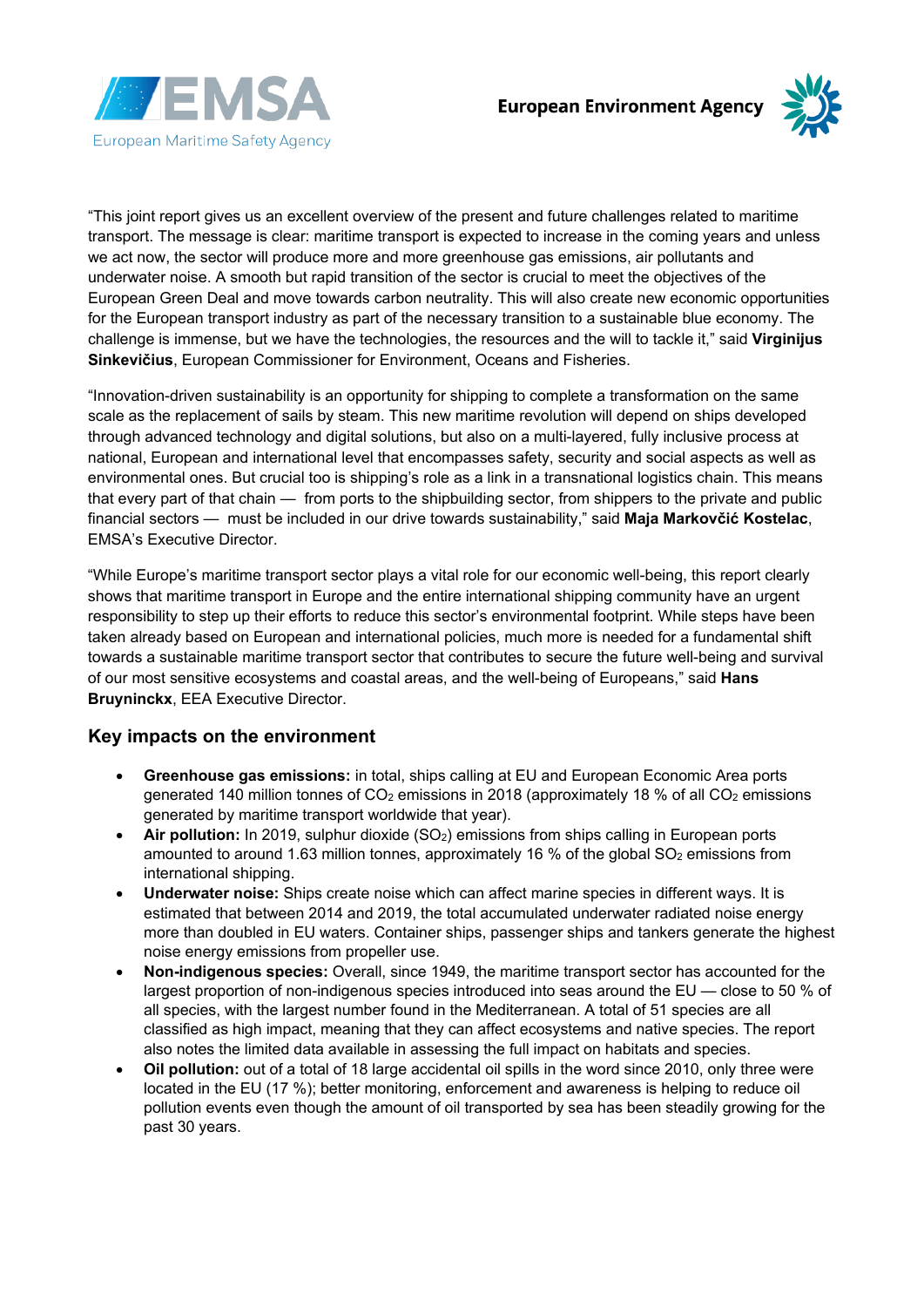"This joint report gives us an excellent overview of the present and future challenges related to maritime transport. The message is clear: maritime transport is expected to increase in the coming years and unless we act now, the sector will produce more and more greenhouse gas emissions, air pollutants and underwater noise. A smooth but rapid transition of the sector is crucial to meet the objectives of the European Green Deal and move towards carbon neutrality. This will also create new economic opportunities for the European transport industry as part of the necessary transition to a sustainable blue economy. The challenge is immense, but we have the technologies, the resources and the will to tackle it," said **Virginijus Sinkevičius**, European Commissioner for Environment, Oceans and Fisheries.

"Innovation-driven sustainability is an opportunity for shipping to complete a transformation on the same scale as the replacement of sails by steam. This new maritime revolution will depend on ships developed through advanced technology and digital solutions, but also on a multi-layered, fully inclusive process at national, European and international level that encompasses safety, security and social aspects as well as environmental ones. But crucial too is shipping's role as a link in a transnational logistics chain. This means that every part of that chain — from ports to the shipbuilding sector, from shippers to the private and public financial sectors — must be included in our drive towards sustainability," said **Maja Markovčić Kostelac**, EMSA's Executive Director.

"While Europe's maritime transport sector plays a vital role for our economic well-being, this report clearly shows that maritime transport in Europe and the entire international shipping community have an urgent responsibility to step up their efforts to reduce this sector's environmental footprint. While steps have been taken already based on European and international policies, much more is needed for a fundamental shift towards a sustainable maritime transport sector that contributes to secure the future well-being and survival of our most sensitive ecosystems and coastal areas, and the well-being of Europeans," said **Hans Bruyninckx**, EEA Executive Director.

## Key impacts on the environment

- **Greenhouse gas emissions:** in total, ships calling at EU and European Economic Area ports generated 140 million tonnes of $CO_2$ emissions in 2018 (approximately 18 % of all $CO_2$ emissions generated by maritime transport worldwide that year).
- **Air pollution:** In 2019, sulphur dioxide ($SO_2$) emissions from ships calling in European ports amounted to around 1.63 million tonnes, approximately 16 % of the global $SO_2$ emissions from international shipping.
- **Underwater noise:** Ships create noise which can affect marine species in different ways. It is estimated that between 2014 and 2019, the total accumulated underwater radiated noise energy more than doubled in EU waters. Container ships, passenger ships and tankers generate the highest noise energy emissions from propeller use.
- **Non-indigenous species:** Overall, since 1949, the maritime transport sector has accounted for the largest proportion of non-indigenous species introduced into seas around the EU — close to 50 % of all species, with the largest number found in the Mediterranean. A total of 51 species are all classified as high impact, meaning that they can affect ecosystems and native species. The report also notes the limited data available in assessing the full impact on habitats and species.
- **Oil pollution:** out of a total of 18 large accidental oil spills in the word since 2010, only three were located in the EU (17 %); better monitoring, enforcement and awareness is helping to reduce oil pollution events even though the amount of oil transported by sea has been steadily growing for the past 30 years.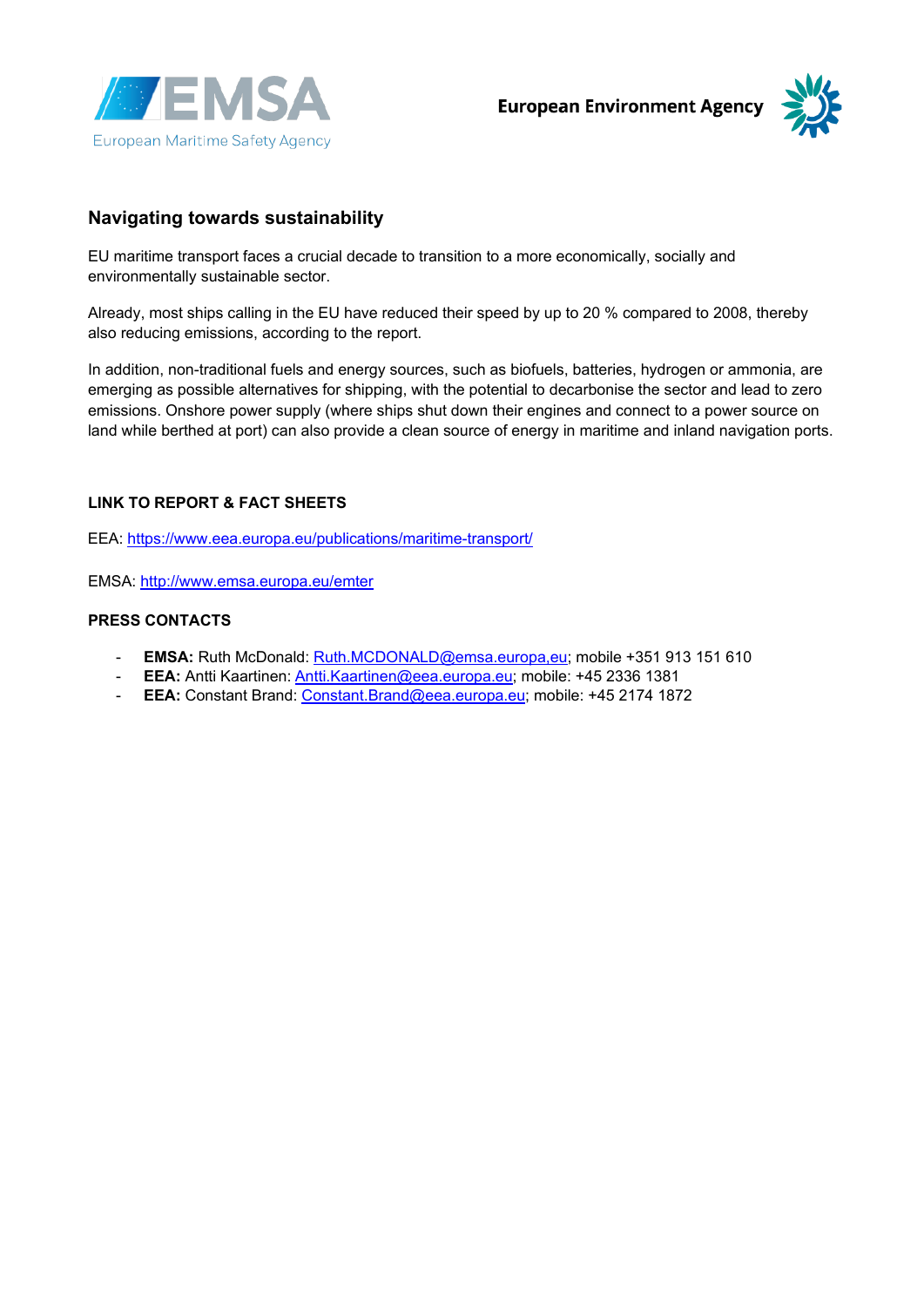## Navigating towards sustainability

EU maritime transport faces a crucial decade to transition to a more economically, socially and environmentally sustainable sector.

Already, most ships calling in the EU have reduced their speed by up to 20 % compared to 2008, thereby also reducing emissions, according to the report.

In addition, non-traditional fuels and energy sources, such as biofuels, batteries, hydrogen or ammonia, are emerging as possible alternatives for shipping, with the potential to decarbonise the sector and lead to zero emissions. Onshore power supply (where ships shut down their engines and connect to a power source on land while berthed at port) can also provide a clean source of energy in maritime and inland navigation ports.

### LINK TO REPORT & FACT SHEETS

EEA: https://www.eea.europa.eu/publications/maritime-transport/

EMSA: http://www.emsa.europa.eu/emter

### PRESS CONTACTS

- **EMSA:** Ruth McDonald: Ruth.MCDONALD@emsa.europa,eu; mobile +351 913 151 610
- **EEA:** Antti Kaartinen: Antti.Kaartinen@eea.europa.eu; mobile: +45 2336 1381
- **EEA:** Constant Brand: Constant.Brand@eea.europa.eu; mobile: +45 2174 1872